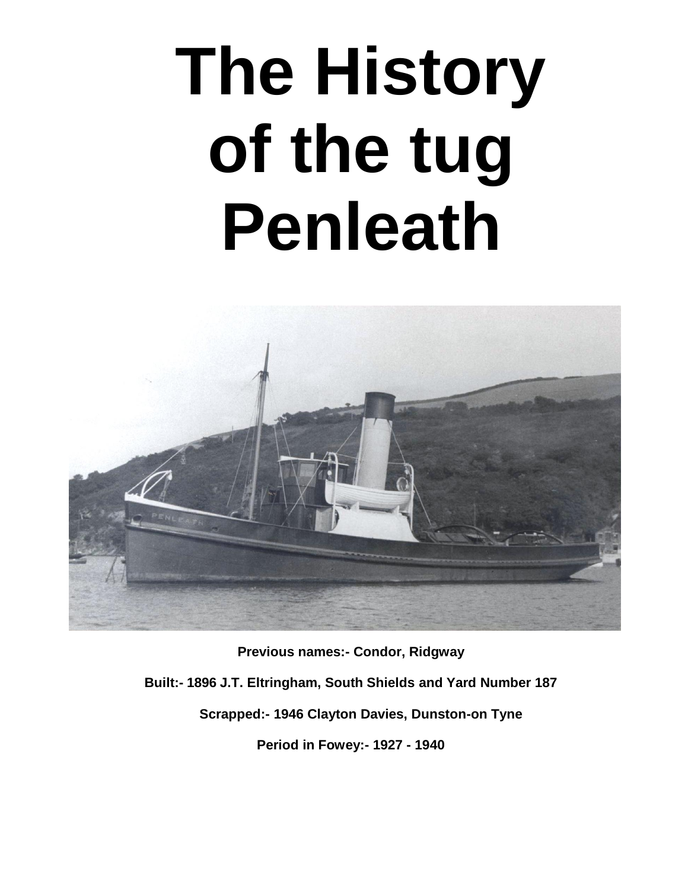# The History of the tug Penleath

**Previous names:- Condor, Ridgway**

**Built:- 1896 J.T. Eltringham, South Shields and Yard Number 187**

**Scrapped:- 1946 Clayton Davies, Dunston-on Tyne**

**Period in Fowey:- 1927 - 1940**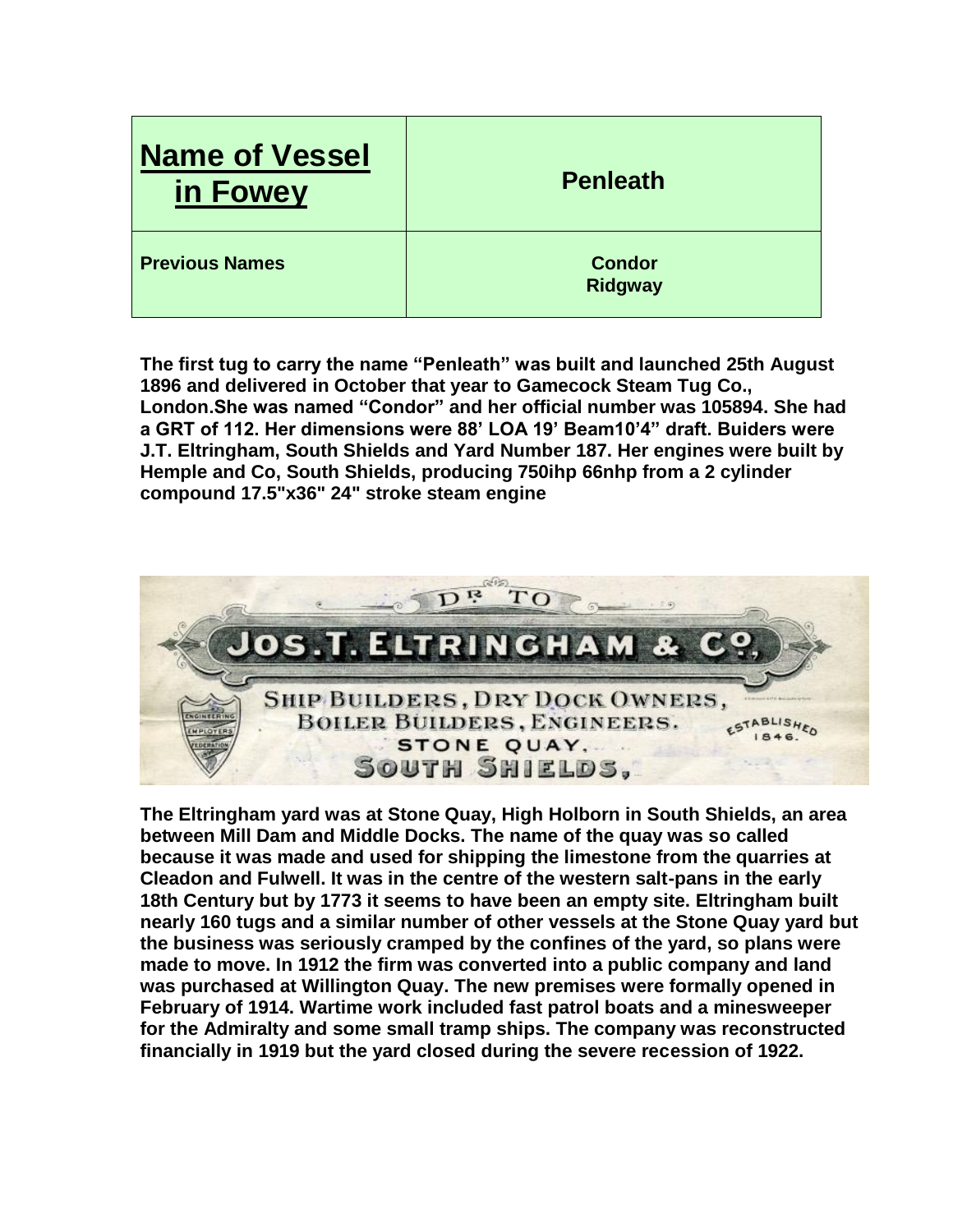| Name of Vessel in Fowey | Penleath |
| --- | --- |
| Previous Names | Condor<br>Ridgway |

**The first tug to carry the name "Penleath" was built and launched 25th August 1896 and delivered in October that year to Gamecock Steam Tug Co., London.She was named "Condor" and her official number was 105894. She had a GRT of 112. Her dimensions were 88' LOA 19' Beam10'4" draft. Buiders were J.T. Eltringham, South Shields and Yard Number 187. Her engines were built by Hemple and Co, South Shields, producing 750ihp 66nhp from a 2 cylinder compound 17.5"x36" 24" stroke steam engine**

**The Eltringham yard was at Stone Quay, High Holborn in South Shields, an area between Mill Dam and Middle Docks. The name of the quay was so called because it was made and used for shipping the limestone from the quarries at Cleadon and Fulwell. It was in the centre of the western salt-pans in the early 18th Century but by 1773 it seems to have been an empty site. Eltringham built nearly 160 tugs and a similar number of other vessels at the Stone Quay yard but the business was seriously cramped by the confines of the yard, so plans were made to move. In 1912 the firm was converted into a public company and land was purchased at Willington Quay. The new premises were formally opened in February of 1914. Wartime work included fast patrol boats and a minesweeper for the Admiralty and some small tramp ships. The company was reconstructed financially in 1919 but the yard closed during the severe recession of 1922.**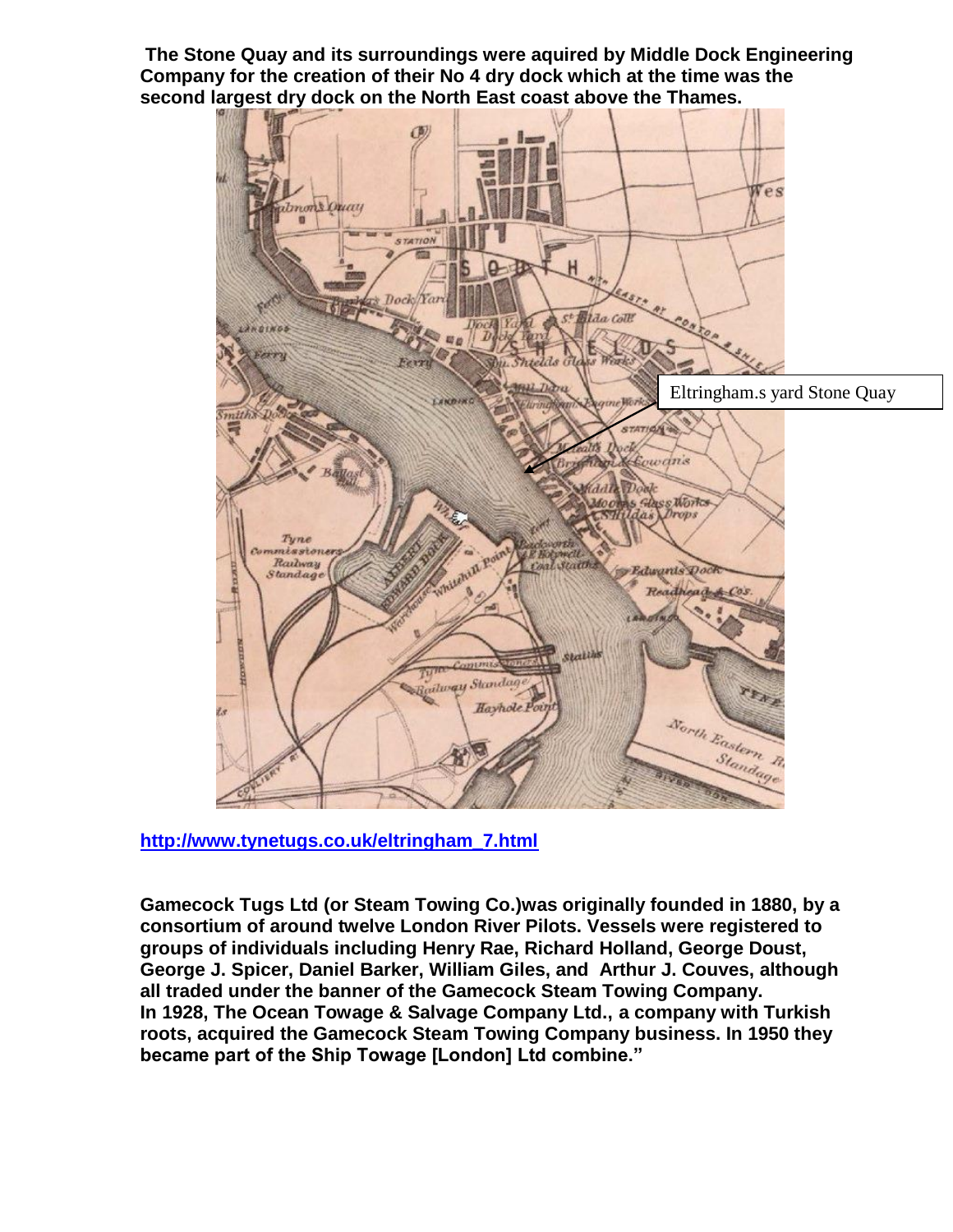**The Stone Quay and its surroundings were aquired by Middle Dock Engineering Company for the creation of their No 4 dry dock which at the time was the second largest dry dock on the North East coast above the Thames.**

Eltringham.s yard Stone Quay

**http://www.tynetugs.co.uk/eltringham_7.html**

**Gamecock Tugs Ltd (or Steam Towing Co.)was originally founded in 1880, by a consortium of around twelve London River Pilots. Vessels were registered to groups of individuals including Henry Rae, Richard Holland, George Doust, George J. Spicer, Daniel Barker, William Giles, and Arthur J. Couves, although all traded under the banner of the Gamecock Steam Towing Company. In 1928, The Ocean Towage & Salvage Company Ltd., a company with Turkish roots, acquired the Gamecock Steam Towing Company business. In 1950 they became part of the Ship Towage [London] Ltd combine."**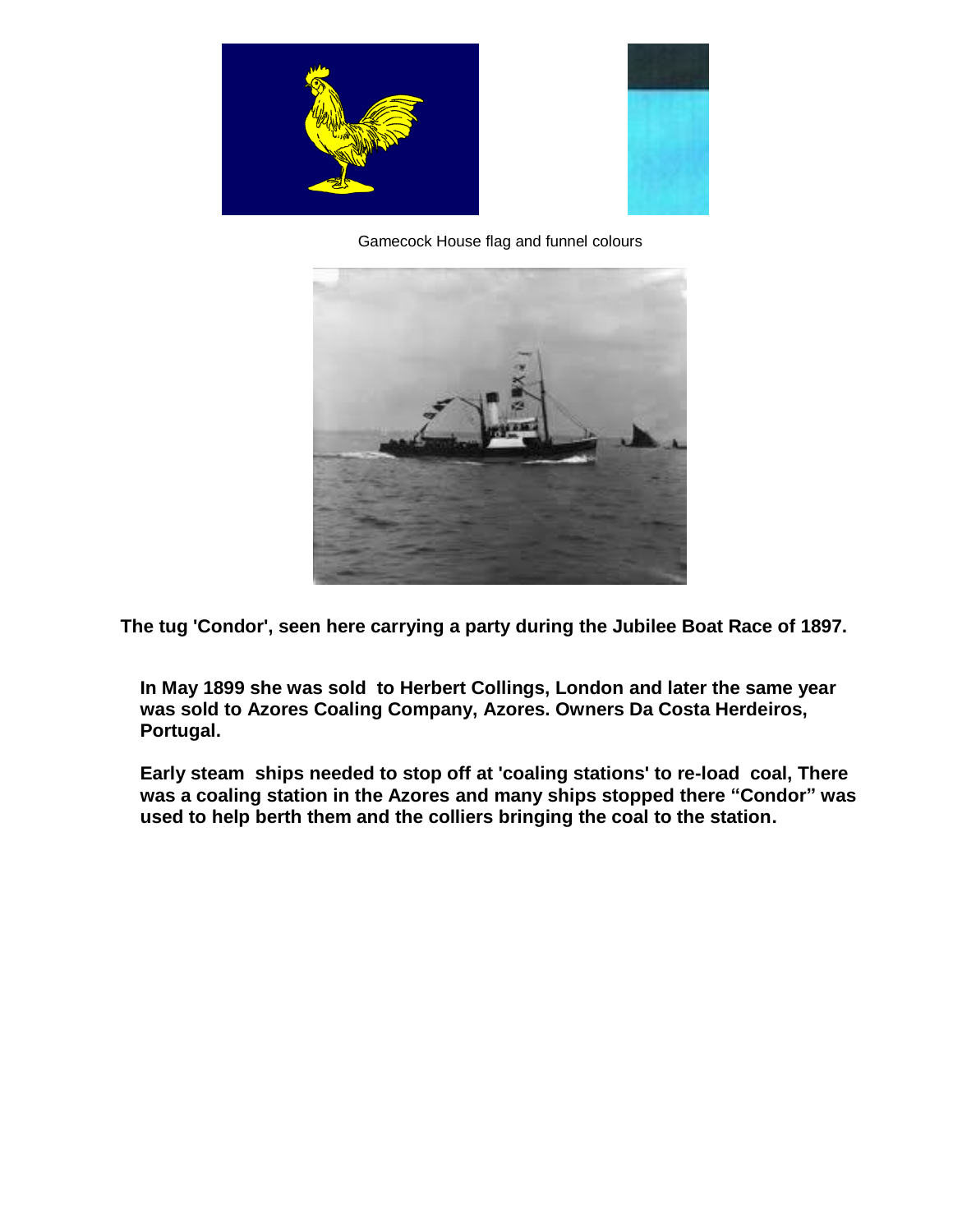Gamecock House flag and funnel colours

**The tug 'Condor', seen here carrying a party during the Jubilee Boat Race of 1897.**

**In May 1899 she was sold to Herbert Collings, London and later the same year was sold to Azores Coaling Company, Azores. Owners Da Costa Herdeiros, Portugal.**

**Early steam ships needed to stop off at 'coaling stations' to re-load coal, There was a coaling station in the Azores and many ships stopped there "Condor" was used to help berth them and the colliers bringing the coal to the station.**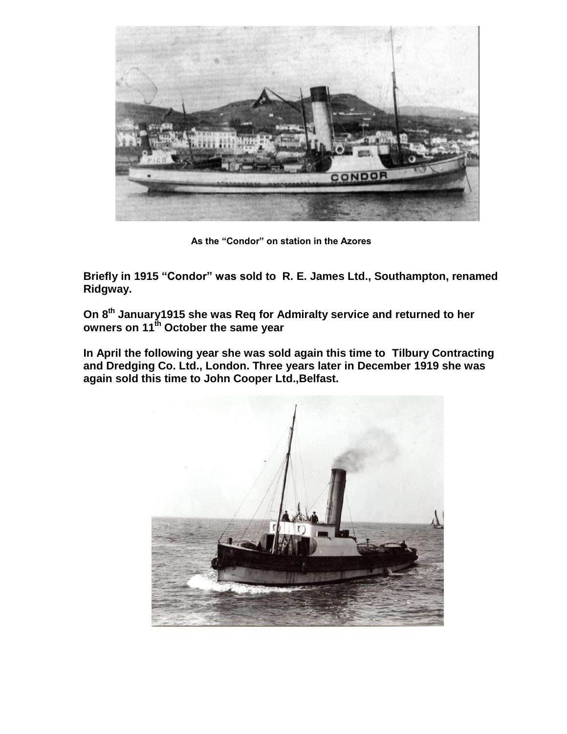As the "Condor" on station in the Azores

**Briefly in 1915 "Condor" was sold to R. E. James Ltd., Southampton, renamed Ridgway.**

**On 8th January1915 she was Req for Admiralty service and returned to her owners on 11th October the same year**

**In April the following year she was sold again this time to Tilbury Contracting and Dredging Co. Ltd., London. Three years later in December 1919 she was again sold this time to John Cooper Ltd.,Belfast.**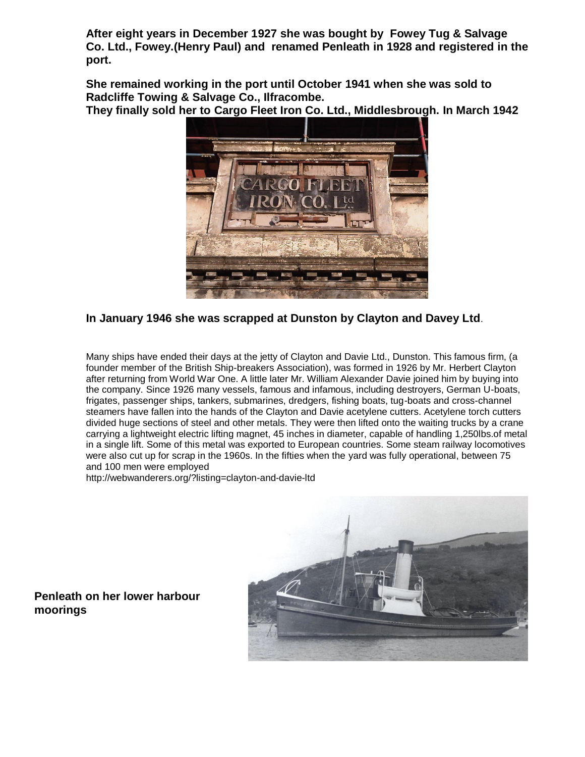**After eight years in December 1927 she was bought by Fowey Tug & Salvage Co. Ltd., Fowey.(Henry Paul) and renamed Penleath in 1928 and registered in the port.**

**She remained working in the port until October 1941 when she was sold to Radcliffe Towing & Salvage Co., Ilfracombe.**
**They finally sold her to Cargo Fleet Iron Co. Ltd., Middlesbrough. In March 1942**

**In January 1946 she was scrapped at Dunston by Clayton and Davey Ltd**.

Many ships have ended their days at the jetty of Clayton and Davie Ltd., Dunston. This famous firm, (a founder member of the British Ship-breakers Association), was formed in 1926 by Mr. Herbert Clayton after returning from World War One. A little later Mr. William Alexander Davie joined him by buying into the company. Since 1926 many vessels, famous and infamous, including destroyers, German U-boats, frigates, passenger ships, tankers, submarines, dredgers, fishing boats, tug-boats and cross-channel steamers have fallen into the hands of the Clayton and Davie acetylene cutters. Acetylene torch cutters divided huge sections of steel and other metals. They were then lifted onto the waiting trucks by a crane carrying a lightweight electric lifting magnet, 45 inches in diameter, capable of handling 1,250lbs.of metal in a single lift. Some of this metal was exported to European countries. Some steam railway locomotives were also cut up for scrap in the 1960s. In the fifties when the yard was fully operational, between 75 and 100 men were employed
http://webwanderers.org/?listing=clayton-and-davie-ltd

**Penleath on her lower harbour moorings**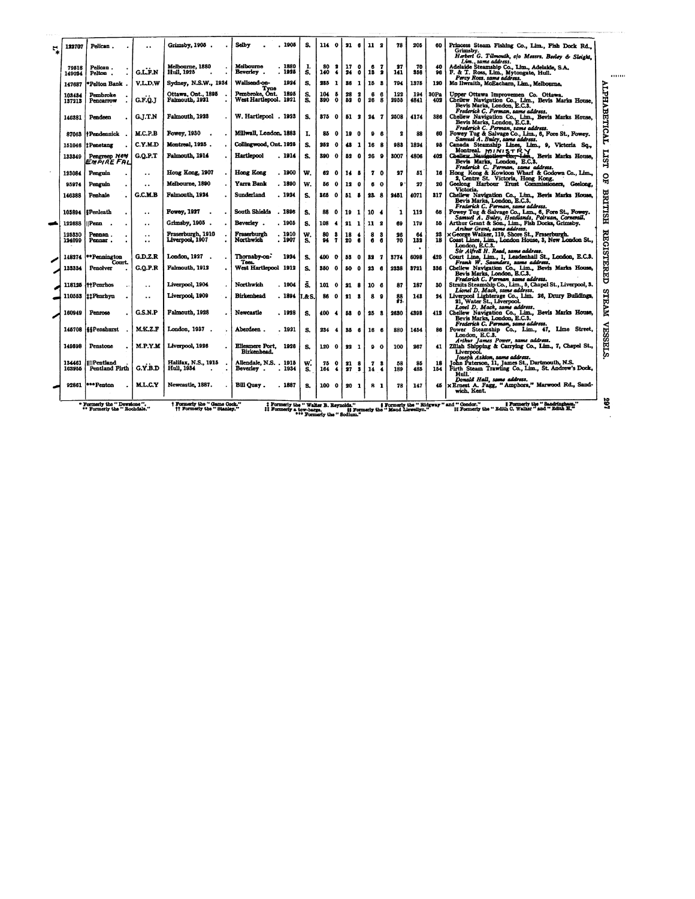| | | | | | | | | | | | | |
|---|---|---|---|---|---|---|---|---|---|---|---|---|
| 123707 | Pelican | .. | Grimsby, 1905 | Selby . 1905 | S. | 114 0 | 21 6 | 11 2 | 78 | 205 | 60 | Princess Steam Fishing Co., Lim., Fish Dock Rd., Grimsby. *Herbert G. Tilmouth, c/o Messrs. Beeley & Sleight, Lim., same address.* |
| 79518 | Pelican | .. | Melbourne, 1880 | Melbourne . 1880 | I. | 80 2 | 17 0 | 6 7 | 27 | 70 | 40 | Adelaide Steamship Co., Lim., Adelaide, S.A. |
| 149024 | Pelton | G.L.F.N | Hull, 1925 | Beverley . 1925 | S. | 140 4 | 24 0 | 13 2 | 141 | 358 | 96 | F. & T. Ross, Lim., Mytongate, Hull. *Percy Ross, same address.* |
| 147687 | *Pelton Bank | V.L.D.W | Sydney, N.S.W., 1934 | Wallsend-on-Tyne 1924 | S. | 235 1 | 36 1 | 15 3 | 794 | 1375 | 120 | Mc Ilwraith, McEacharn, Lim., Melbourne. |
| 103484 | Pembroke | .. | Ottawa, Ont., 1895 | Pembroke, Ont. 1895 | S. | 104 5 | 28 2 | 6 6 | 122 | 194 | 30Pa | Upper Ottawa Improvemen Co. Ottawa. |
| 137215 | Pencarrow | G.F.Q.J | Falmouth, 1921 | West Hartlepool. 1921 | S. | 390 0 | 53 0 | 26 8 | 2955 | 4841 | 402 | Chellew Navigation Co., Lim., Bevis Marks House, Bevis Marks, London, E.C.3. *Frederick C. Perman, same address.* |
| 146381 | Pendeen | G.J.T.N | Falmouth, 1923 | W. Hartlepool . 1923 | S. | 375 0 | 51 2 | 24 7 | 2508 | 4174 | 386 | Chellew Navigation Co., Lim., Bevis Marks House, Bevis Marks, London, E.C.3. *Frederick C. Perman, same address.* |
| 87063 | †Pendennick | M.C.P.B | Fowey, 1930 | Millwall, London. 1883 | I. | 85 0 | 19 0 | 9 6 | 2 | 88 | 60 | Fowey Tug & Salvage Co., Lim., 6, Fore St., Fowey. *Samuel A. Buley, same address.* |
| 151046 | ‡Penetang | C.Y.M.D | Montreal, 1925 | Collingwood, Ont. 1925 | S. | 252 0 | 43 1 | 16 8 | 983 | 1824 | 95 | Canada Steamship Lines, Lim., 9, Victoria Sq., Montreal. MINISTRY |
| 133849 | Pengreep NEW EMPIRE FAL | G.Q.P.T | Falmouth, 1914 | Hartlepool . 1914 | S. | 390 0 | 52 0 | 26 9 | 3007 | 4806 | 402 | ~~Chellew Navigation Co., Lim.~~, Bevis Marks House, Bevis Marks, London, E.C.3. *Frederick C. Perman, same address.* |
| 123084 | Penguin | .. | Hong Kong, 1907 | Hong Kong . 1900 | W. | 62 0 | 14 5 | 7 0 | 27 | 51 | 16 | Hong Kong & Kowloon Wharf & Godown Co., Lim., 2, Centre St. Victoria, Hong Kong. |
| 95974 | Penguin | .. | Melbourne, 1890 | Yarra Bank . 1890 | W. | 56 0 | 12 0 | 6 0 | 9 | 27 | 20 | Geelong Harbour Trust Commissioners, Geelong, Victoria. |
| 146388 | Penhale | G.C.M.B | Falmouth, 1924 | Sunderland . 1924 | S. | 365 0 | 51 5 | 23 8 | 2451 | 4071 | 317 | Chellew Navigation Co., Lim., Bevis Marks House, Bevis Marks, London, E.C.3. *Frederick C. Perman, same address.* |
| 105894 | §Penleath | .. | Fowey, 1927 | South Shields . 1896 | S. | 88 0 | 19 1 | 10 4 | 1 | 112 | 66 | Fowey Tug & Salvage Co., Lim., 6, Fore St., Fowey. *Samuel A. Buley, Headlands, Polruan, Cornwall.* |
| 122688 | ‖Penn | .. | Grimsby, 1905 | Beverley . 1905 | S. | 108 4 | 21 1 | 11 2 | 69 | 179 | 55 | Arthur Grant & Son., Lim., Fish Docks, Grimsby. *Arthur Grant, same address.* |
| 125330 | Pennan | .. | Fraserburgh, 1910 | Fraserburgh . 1910 | W. | 80 3 | 18 4 | 8 3 | 26 | 64 | 23 | ×George Walker, 119, Shore St., Fraserburgh. |
| 124099 | Pennar | .. | Liverpool, 1907 | Northwich . 1907 | S. | 94 7 | 20 6 | 6 6 | 70 | 132 | 18 | Coast Lines, Lim., London House, 3, New London St., London, E.C.3. *Sir Alfred H. Read, same address.* |
| 148274 | **Pennington Court. | G.D.Z.R | London, 1927 | Thornaby-on-Tees. 1924 | S. | 400 0 | 53 0 | 32 7 | 3774 | 6098 | 425 | Court Line, Lim., 1, Leadenhall St., London, E.C.3. *Frank W. Saunders, same address.* |
| 133334 | Penolver | G.Q.P.R | Falmouth, 1912 | West Hartlepool 1912 | S. | 350 0 | 50 0 | 23 6 | 2338 | 3721 | 336 | Chellew Navigation Co., Lim., Bevis Marks House, Bevis Marks, London, E.C.3. *Frederick C. Perman, same address.* |
| 118125 | ††Penrhos | .. | Liverpool, 1904 | Northwich . 1904 | S. | 101 0 | 21 8 | 10 6 | 87 | 187 | 30 | Straits Steamship Co., Lim., 5, Chapel St., Liverpool, 3. *Lionel D. Mack, same address.* |
| 110553 | ‡‡Penrhyn | .. | Liverpool, 1909 | Birkenhead . 1894 | I.&S. | 86 0 | 21 3 | 8 9 | 88 / 87 | 143 | 24 | Liverpool Lighterage Co., Lim. 26, Drury Buildings, 21, Water St., Liverpool. *Lovel D. Mack, same address.* |
| 160949 | Penrose | G.S.N.P | Falmouth, 1928 | Newcastle . 1928 | S. | 400 4 | 53 0 | 25 3 | 2630 | 4393 | 413 | Chellew Navigation Co., Lim., Bevis Marks House, Bevis Marks, London, E.C.3. *Frederick C. Perman, same address.* |
| 145708 | §§Penshurst | M.K.Z.F | London, 1937 | Aberdeen . 1921 | S. | 234 4 | 35 6 | 16 6 | 880 | 1454 | 86 | Power Steamship Co., Lim., 47, Lime Street, London, E.C.3. *Arthur James Power, same address.* |
| 149598 | Penstone | M.P.Y.M | Liverpool, 1926 | Ellesmere Port, Birkenhead. 1926 | S. | 120 0 | 22 1 | 9 0 | 100 | 267 | 41 | Zillah Shipping & Carrying Co., Lim., 7, Chapel St., Liverpool. *Joseph Ashton, same address.* |
| 134461 | ‖‖Pentland | .. | Halifax, N.S., 1915 | Allendale, N.S. . 1915 | W. | 75 0 | 21 8 | 7 3 | 58 | 85 | 18 | John Paterson, 11, James St., Dartmouth, N.S. |
| 163955 | Pentland Firth | G.Y.B.D | Hull, 1934 | Beverley . 1934 | S. | 164 4 | 27 3 | 14 4 | 189 | 485 | 154 | Firth Steam Trawling Co., Lim., St. Andrew's Dock, Hull. *Donald Hall, same address.* |
| 92861 | ***Penton | M.L.C.Y | Newcastle, 1887. | Bill Quay . 1887 | S. | 100 0 | 20 1 | 8 1 | 78 | 147 | 45 | ×Ernest A. Fagg, "Amphora," Marwood Rd., Sandwich, Kent. |

\* Formerly the "Dewstone". ** Formerly the "Rochdale." † Formerly the "Game Cock." †† Formerly the "Stanley." ‡ Formerly the "Walter B. Reynolds." ‡‡ Formerly a tow-barge. *** Formerly the "Sodium." § Formerly the "Ridgway" and "Condor." §§ Formerly the "Maud Llewellyn." ‖ Formerly the "Sandringham." ‖‖ Formerly the "Edith C. Walker" and "Edith H."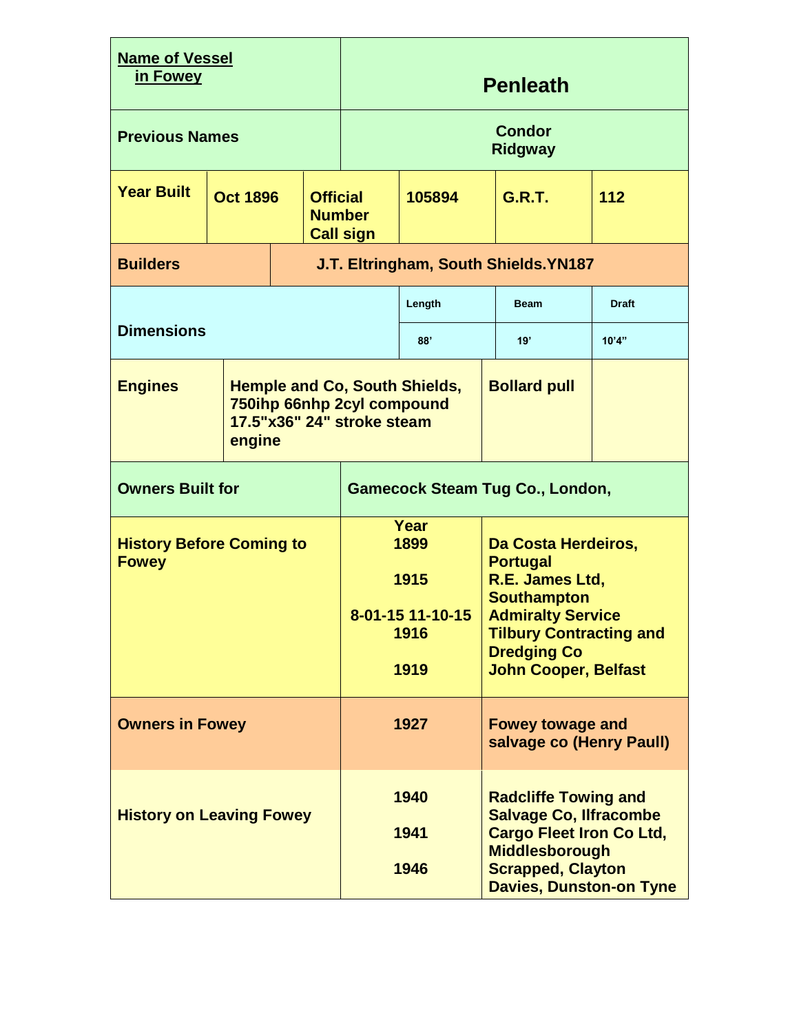| Name of Vessel in Fowey | Penleath | | | | |
|---|---|---|---|---|---|
| Previous Names | Condor<br>Ridgway | | | | |
| Year Built | Oct 1896 | Official Number Call sign | 105894 | G.R.T. | 112 |
| Builders | J.T. Eltringham, South Shields.YN187 | | | | |
| Dimensions | | | Length | Beam | Draft |
| | | | 88' | 19' | 10'4" |
| Engines | Hemple and Co, South Shields, 750ihp 66nhp 2cyl compound 17.5"x36" 24" stroke steam engine | | | Bollard pull | |
| Owners Built for | Gamecock Steam Tug Co., London, | | | | |
| History Before Coming to Fowey | Year<br>1899<br><br>1915<br><br>8-01-15 11-10-15<br>1916<br><br>1919 | | Da Costa Herdeiros, Portugal<br>R.E. James Ltd, Southampton<br>Admiralty Service<br>Tilbury Contracting and Dredging Co<br>John Cooper, Belfast | | |
| Owners in Fowey | 1927 | | Fowey towage and salvage co (Henry Paull) | | |
| History on Leaving Fowey | 1940<br><br>1941<br><br>1946 | | Radcliffe Towing and Salvage Co, Ilfracombe<br>Cargo Fleet Iron Co Ltd, Middlesborough<br>Scrapped, Clayton Davies, Dunston-on Tyne | | |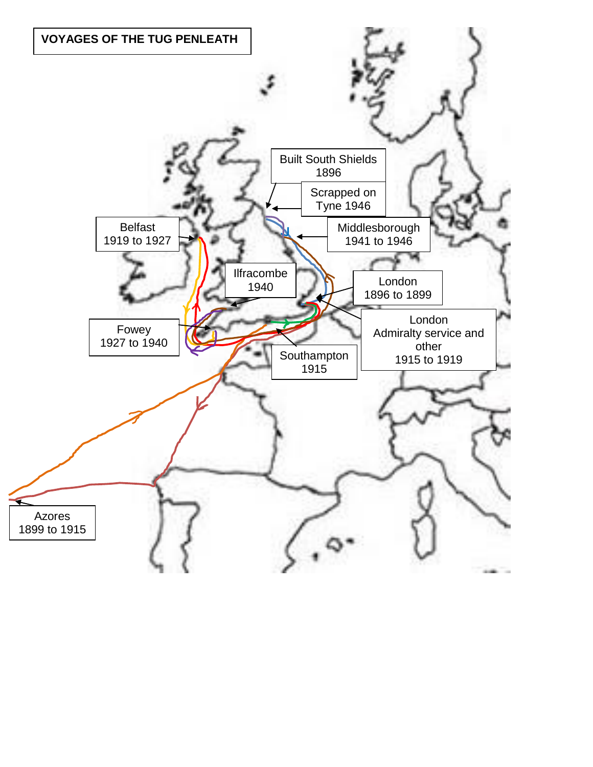VOYAGES OF THE TUG PENLEATH

Built South Shields 1896

Scrapped on Tyne 1946

Middlesborough 1941 to 1946

Belfast 1919 to 1927

Ilfracombe 1940

London 1896 to 1899

Fowey 1927 to 1940

London Admiralty service and other 1915 to 1919

Southampton 1915

Azores 1899 to 1915